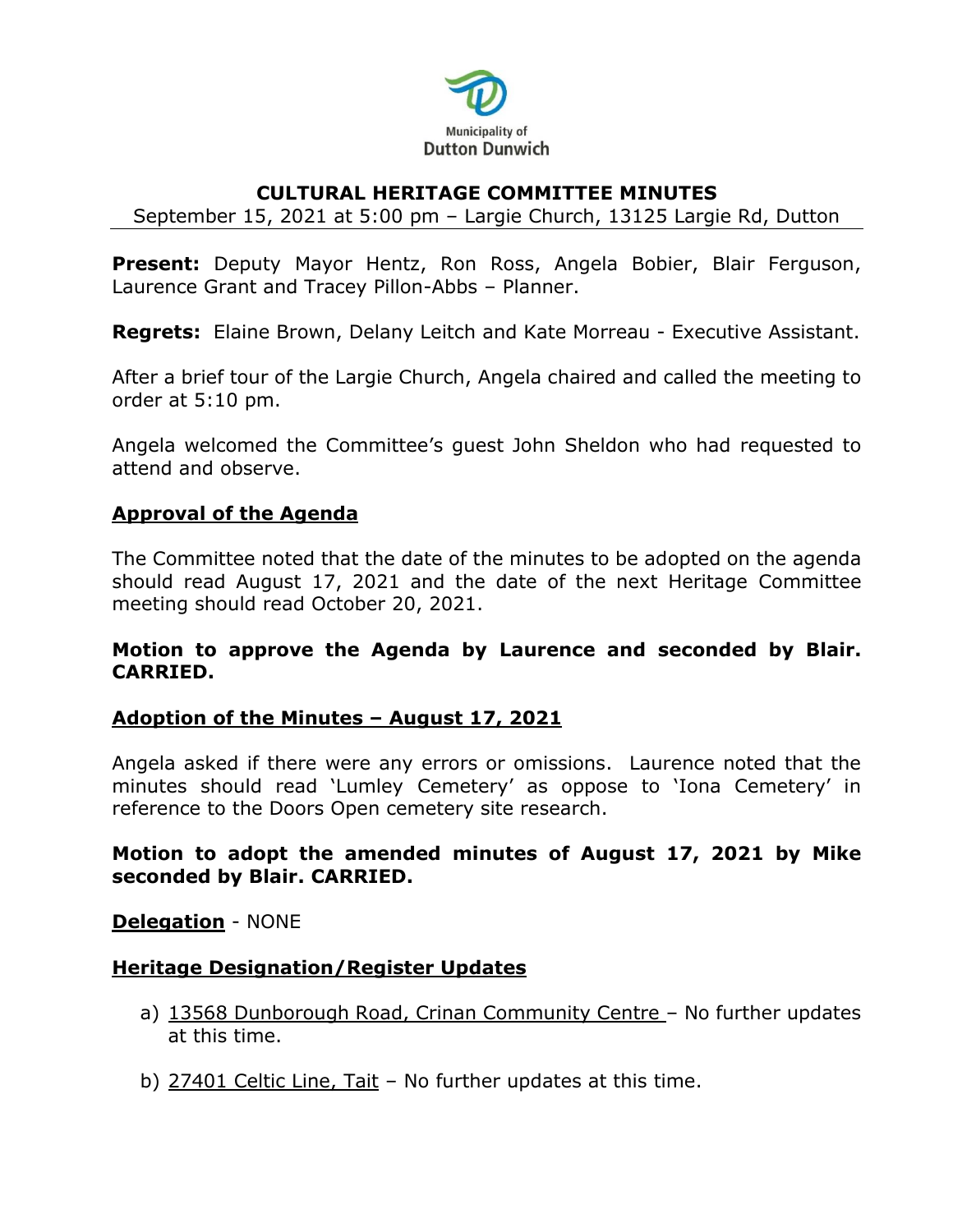Municipality of Dutton Dunwich

# CULTURAL HERITAGE COMMITTEE MINUTES

September 15, 2021 at 5:00 pm – Largie Church, 13125 Largie Rd, Dutton

**Present:** Deputy Mayor Hentz, Ron Ross, Angela Bobier, Blair Ferguson, Laurence Grant and Tracey Pillon-Abbs – Planner.

**Regrets:** Elaine Brown, Delany Leitch and Kate Morreau - Executive Assistant.

After a brief tour of the Largie Church, Angela chaired and called the meeting to order at 5:10 pm.

Angela welcomed the Committee's guest John Sheldon who had requested to attend and observe.

## Approval of the Agenda

The Committee noted that the date of the minutes to be adopted on the agenda should read August 17, 2021 and the date of the next Heritage Committee meeting should read October 20, 2021.

**Motion to approve the Agenda by Laurence and seconded by Blair. CARRIED.**

## Adoption of the Minutes – August 17, 2021

Angela asked if there were any errors or omissions. Laurence noted that the minutes should read 'Lumley Cemetery' as oppose to 'Iona Cemetery' in reference to the Doors Open cemetery site research.

**Motion to adopt the amended minutes of August 17, 2021 by Mike seconded by Blair. CARRIED.**

**Delegation** - NONE

## Heritage Designation/Register Updates

a) 13568 Dunborough Road, Crinan Community Centre – No further updates at this time.

b) 27401 Celtic Line, Tait – No further updates at this time.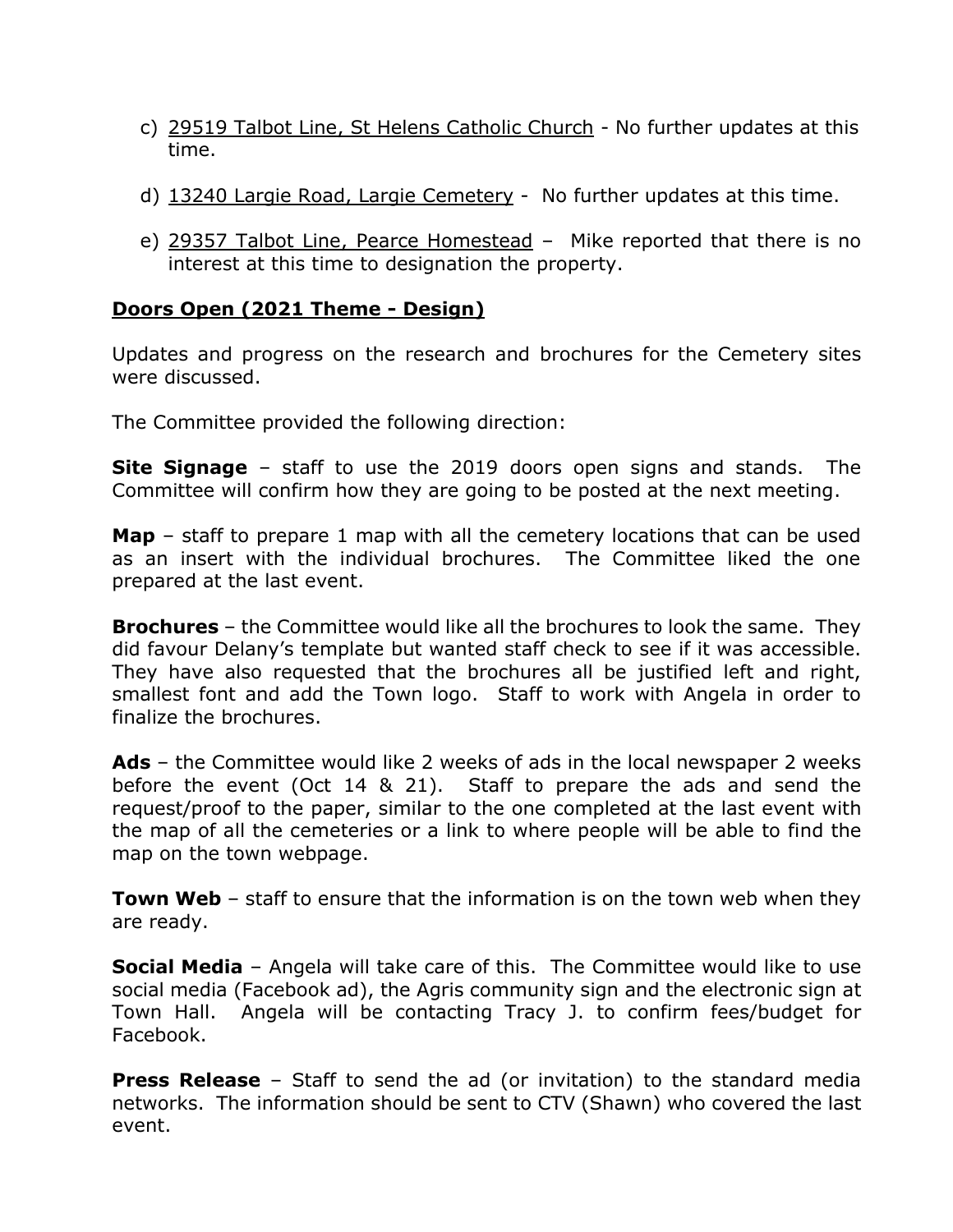c) 29519 Talbot Line, St Helens Catholic Church - No further updates at this time.

d) 13240 Largie Road, Largie Cemetery - No further updates at this time.

e) 29357 Talbot Line, Pearce Homestead – Mike reported that there is no interest at this time to designation the property.

## Doors Open (2021 Theme - Design)

Updates and progress on the research and brochures for the Cemetery sites were discussed.

The Committee provided the following direction:

**Site Signage** – staff to use the 2019 doors open signs and stands. The Committee will confirm how they are going to be posted at the next meeting.

**Map** – staff to prepare 1 map with all the cemetery locations that can be used as an insert with the individual brochures. The Committee liked the one prepared at the last event.

**Brochures** – the Committee would like all the brochures to look the same. They did favour Delany's template but wanted staff check to see if it was accessible. They have also requested that the brochures all be justified left and right, smallest font and add the Town logo. Staff to work with Angela in order to finalize the brochures.

**Ads** – the Committee would like 2 weeks of ads in the local newspaper 2 weeks before the event (Oct 14 & 21). Staff to prepare the ads and send the request/proof to the paper, similar to the one completed at the last event with the map of all the cemeteries or a link to where people will be able to find the map on the town webpage.

**Town Web** – staff to ensure that the information is on the town web when they are ready.

**Social Media** – Angela will take care of this. The Committee would like to use social media (Facebook ad), the Agris community sign and the electronic sign at Town Hall. Angela will be contacting Tracy J. to confirm fees/budget for Facebook.

**Press Release** – Staff to send the ad (or invitation) to the standard media networks. The information should be sent to CTV (Shawn) who covered the last event.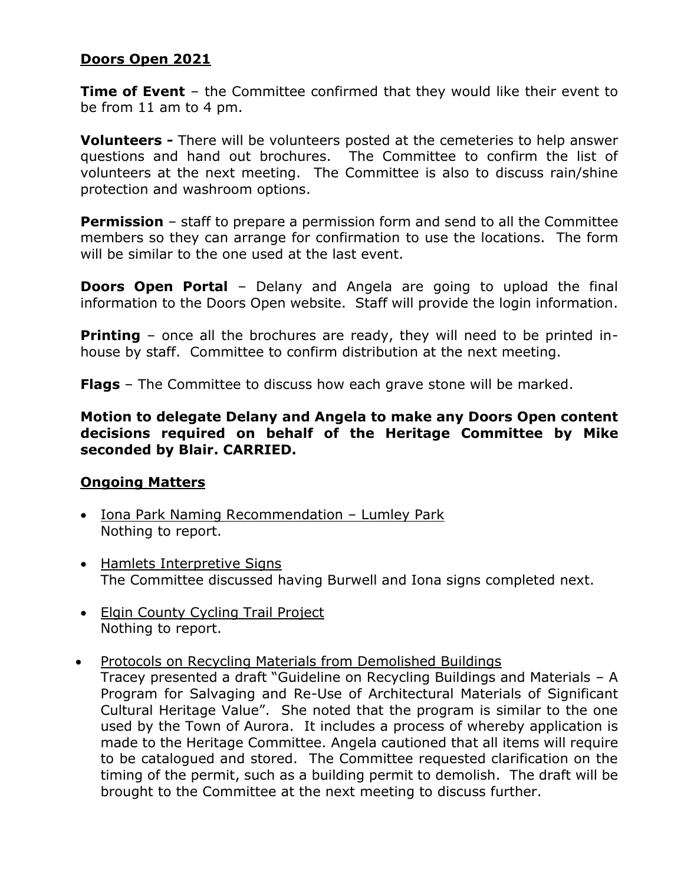## Doors Open 2021

**Time of Event** – the Committee confirmed that they would like their event to be from 11 am to 4 pm.

**Volunteers -** There will be volunteers posted at the cemeteries to help answer questions and hand out brochures. The Committee to confirm the list of volunteers at the next meeting. The Committee is also to discuss rain/shine protection and washroom options.

**Permission** – staff to prepare a permission form and send to all the Committee members so they can arrange for confirmation to use the locations. The form will be similar to the one used at the last event.

**Doors Open Portal** – Delany and Angela are going to upload the final information to the Doors Open website. Staff will provide the login information.

**Printing** – once all the brochures are ready, they will need to be printed in-house by staff. Committee to confirm distribution at the next meeting.

**Flags** – The Committee to discuss how each grave stone will be marked.

**Motion to delegate Delany and Angela to make any Doors Open content decisions required on behalf of the Heritage Committee by Mike seconded by Blair. CARRIED.**

## Ongoing Matters

- Iona Park Naming Recommendation – Lumley Park
  Nothing to report.

- Hamlets Interpretive Signs
  The Committee discussed having Burwell and Iona signs completed next.

- Elgin County Cycling Trail Project
  Nothing to report.

- Protocols on Recycling Materials from Demolished Buildings
  Tracey presented a draft "Guideline on Recycling Buildings and Materials – A Program for Salvaging and Re-Use of Architectural Materials of Significant Cultural Heritage Value". She noted that the program is similar to the one used by the Town of Aurora. It includes a process of whereby application is made to the Heritage Committee. Angela cautioned that all items will require to be catalogued and stored. The Committee requested clarification on the timing of the permit, such as a building permit to demolish. The draft will be brought to the Committee at the next meeting to discuss further.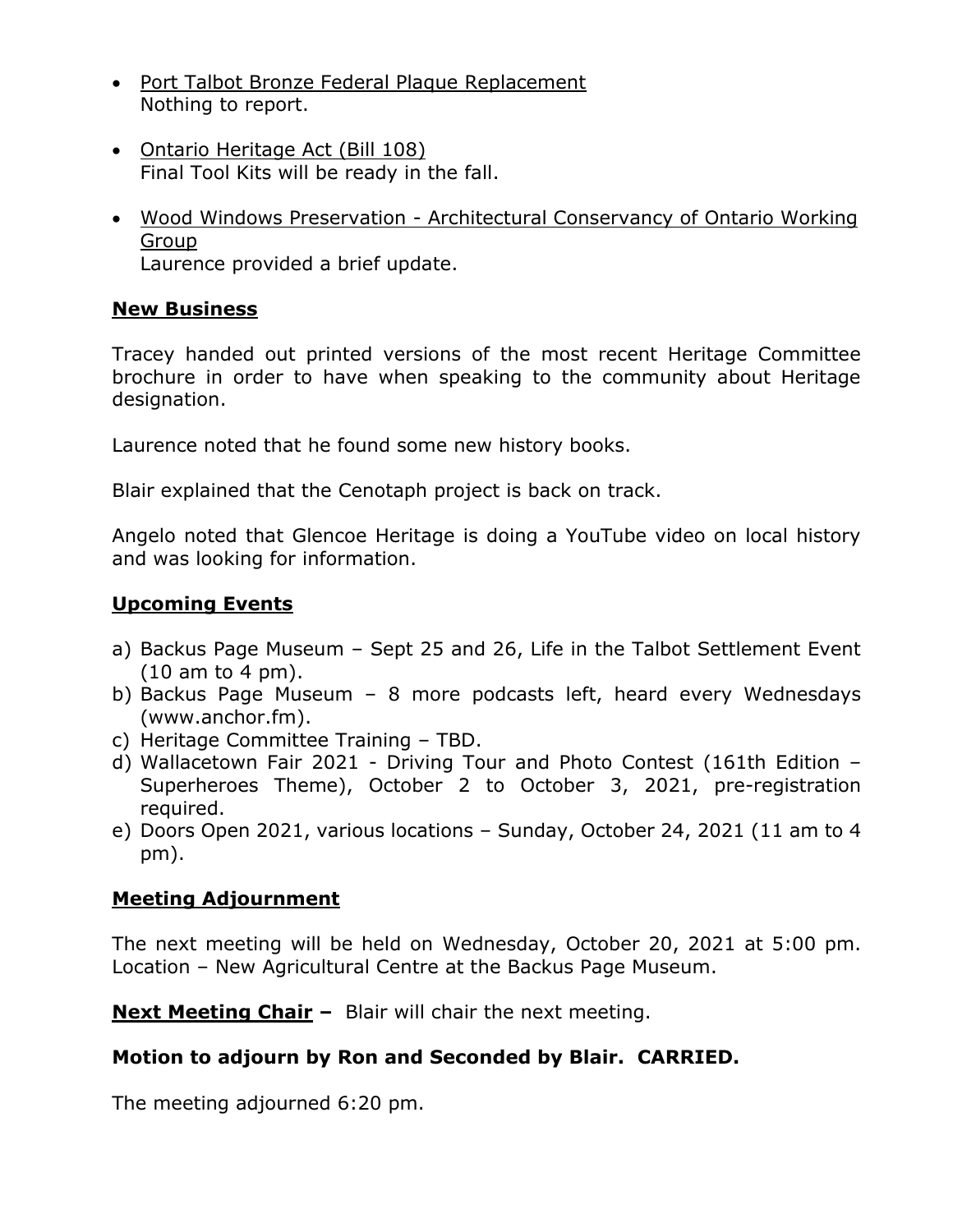- Port Talbot Bronze Federal Plaque Replacement
  Nothing to report.

- Ontario Heritage Act (Bill 108)
  Final Tool Kits will be ready in the fall.

- Wood Windows Preservation - Architectural Conservancy of Ontario Working Group
  Laurence provided a brief update.

## New Business

Tracey handed out printed versions of the most recent Heritage Committee brochure in order to have when speaking to the community about Heritage designation.

Laurence noted that he found some new history books.

Blair explained that the Cenotaph project is back on track.

Angelo noted that Glencoe Heritage is doing a YouTube video on local history and was looking for information.

## Upcoming Events

a) Backus Page Museum – Sept 25 and 26, Life in the Talbot Settlement Event (10 am to 4 pm).
b) Backus Page Museum – 8 more podcasts left, heard every Wednesdays (www.anchor.fm).
c) Heritage Committee Training – TBD.
d) Wallacetown Fair 2021 - Driving Tour and Photo Contest (161th Edition – Superheroes Theme), October 2 to October 3, 2021, pre-registration required.
e) Doors Open 2021, various locations – Sunday, October 24, 2021 (11 am to 4 pm).

## Meeting Adjournment

The next meeting will be held on Wednesday, October 20, 2021 at 5:00 pm. Location – New Agricultural Centre at the Backus Page Museum.

**Next Meeting Chair –** Blair will chair the next meeting.

**Motion to adjourn by Ron and Seconded by Blair. CARRIED.**

The meeting adjourned 6:20 pm.